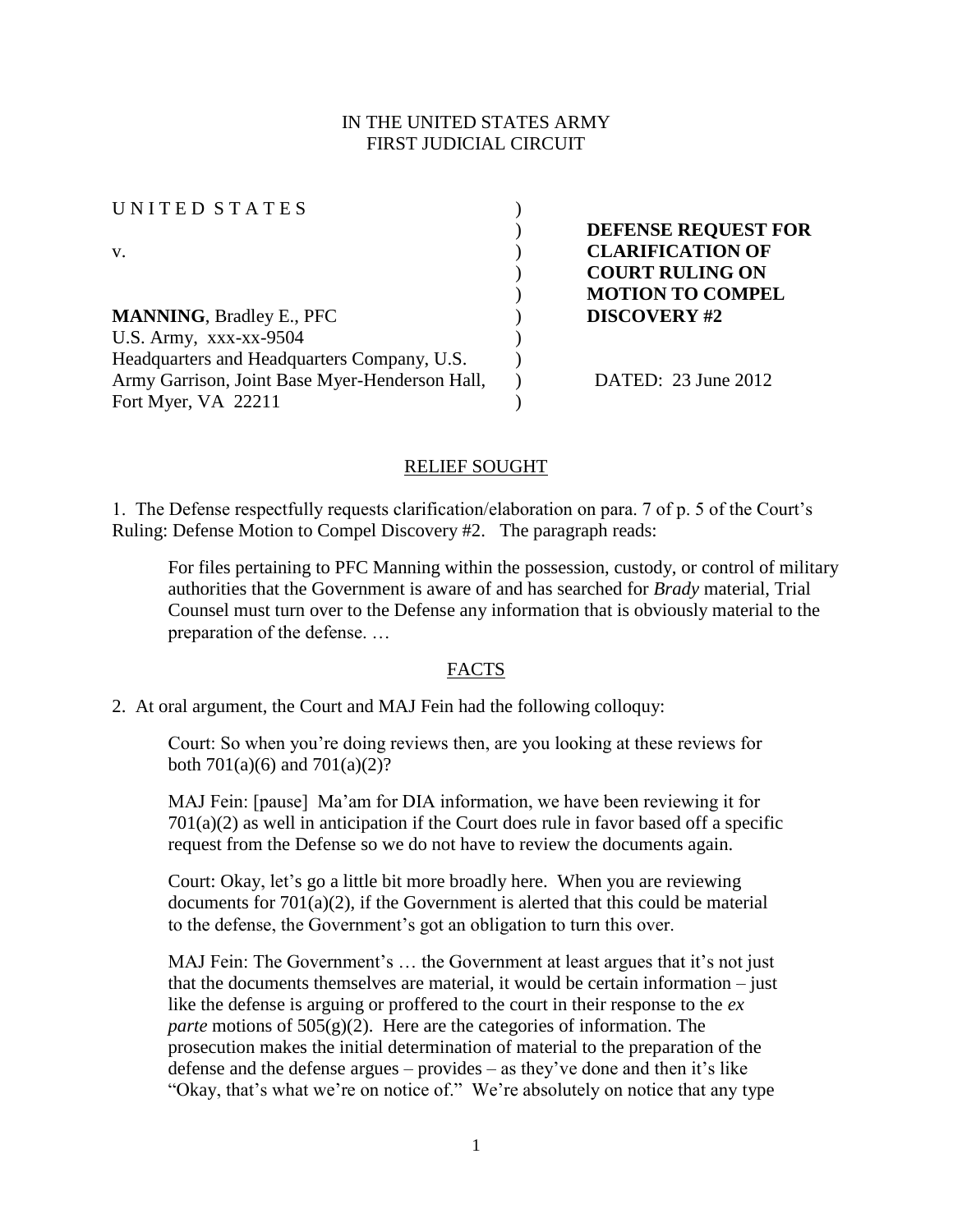IN THE UNITED STATES ARMY
FIRST JUDICIAL CIRCUIT

| | | |
|---|---|---|
| UNITED STATES | ) | |
| | ) | **DEFENSE REQUEST FOR** |
| v. | ) | **CLARIFICATION OF** |
| | ) | **COURT RULING ON** |
| | ) | **MOTION TO COMPEL** |
| **MANNING**, Bradley E., PFC | ) | **DISCOVERY #2** |
| U.S. Army, xxx-xx-9504 | ) | |
| Headquarters and Headquarters Company, U.S. | ) | |
| Army Garrison, Joint Base Myer-Henderson Hall, | ) | DATED: 23 June 2012 |
| Fort Myer, VA 22211 | ) | |

## RELIEF SOUGHT

1. The Defense respectfully requests clarification/elaboration on para. 7 of p. 5 of the Court's Ruling: Defense Motion to Compel Discovery #2. The paragraph reads:

> For files pertaining to PFC Manning within the possession, custody, or control of military authorities that the Government is aware of and has searched for *Brady* material, Trial Counsel must turn over to the Defense any information that is obviously material to the preparation of the defense. …

## FACTS

2. At oral argument, the Court and MAJ Fein had the following colloquy:

> Court: So when you're doing reviews then, are you looking at these reviews for both 701(a)(6) and 701(a)(2)?
>
> MAJ Fein: [pause] Ma'am for DIA information, we have been reviewing it for 701(a)(2) as well in anticipation if the Court does rule in favor based off a specific request from the Defense so we do not have to review the documents again.
>
> Court: Okay, let's go a little bit more broadly here. When you are reviewing documents for 701(a)(2), if the Government is alerted that this could be material to the defense, the Government's got an obligation to turn this over.
>
> MAJ Fein: The Government's … the Government at least argues that it's not just that the documents themselves are material, it would be certain information – just like the defense is arguing or proffered to the court in their response to the *ex parte* motions of 505(g)(2). Here are the categories of information. The prosecution makes the initial determination of material to the preparation of the defense and the defense argues – provides – as they've done and then it's like "Okay, that's what we're on notice of." We're absolutely on notice that any type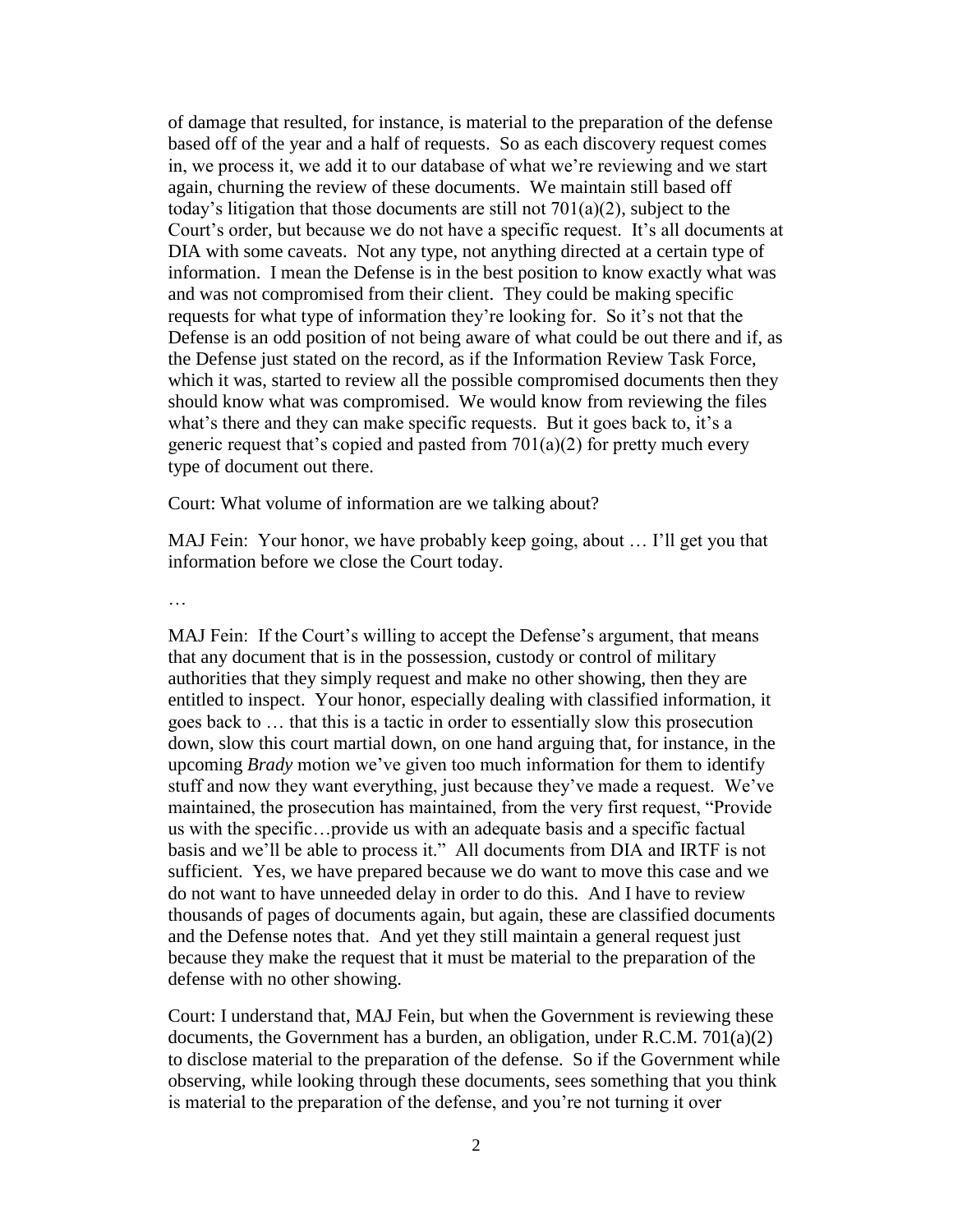of damage that resulted, for instance, is material to the preparation of the defense based off of the year and a half of requests. So as each discovery request comes in, we process it, we add it to our database of what we're reviewing and we start again, churning the review of these documents. We maintain still based off today's litigation that those documents are still not 701(a)(2), subject to the Court's order, but because we do not have a specific request. It's all documents at DIA with some caveats. Not any type, not anything directed at a certain type of information. I mean the Defense is in the best position to know exactly what was and was not compromised from their client. They could be making specific requests for what type of information they're looking for. So it's not that the Defense is an odd position of not being aware of what could be out there and if, as the Defense just stated on the record, as if the Information Review Task Force, which it was, started to review all the possible compromised documents then they should know what was compromised. We would know from reviewing the files what's there and they can make specific requests. But it goes back to, it's a generic request that's copied and pasted from 701(a)(2) for pretty much every type of document out there.

Court: What volume of information are we talking about?

MAJ Fein: Your honor, we have probably keep going, about … I'll get you that information before we close the Court today.

…

MAJ Fein: If the Court's willing to accept the Defense's argument, that means that any document that is in the possession, custody or control of military authorities that they simply request and make no other showing, then they are entitled to inspect. Your honor, especially dealing with classified information, it goes back to … that this is a tactic in order to essentially slow this prosecution down, slow this court martial down, on one hand arguing that, for instance, in the upcoming *Brady* motion we've given too much information for them to identify stuff and now they want everything, just because they've made a request. We've maintained, the prosecution has maintained, from the very first request, "Provide us with the specific…provide us with an adequate basis and a specific factual basis and we'll be able to process it." All documents from DIA and IRTF is not sufficient. Yes, we have prepared because we do want to move this case and we do not want to have unneeded delay in order to do this. And I have to review thousands of pages of documents again, but again, these are classified documents and the Defense notes that. And yet they still maintain a general request just because they make the request that it must be material to the preparation of the defense with no other showing.

Court: I understand that, MAJ Fein, but when the Government is reviewing these documents, the Government has a burden, an obligation, under R.C.M. 701(a)(2) to disclose material to the preparation of the defense. So if the Government while observing, while looking through these documents, sees something that you think is material to the preparation of the defense, and you're not turning it over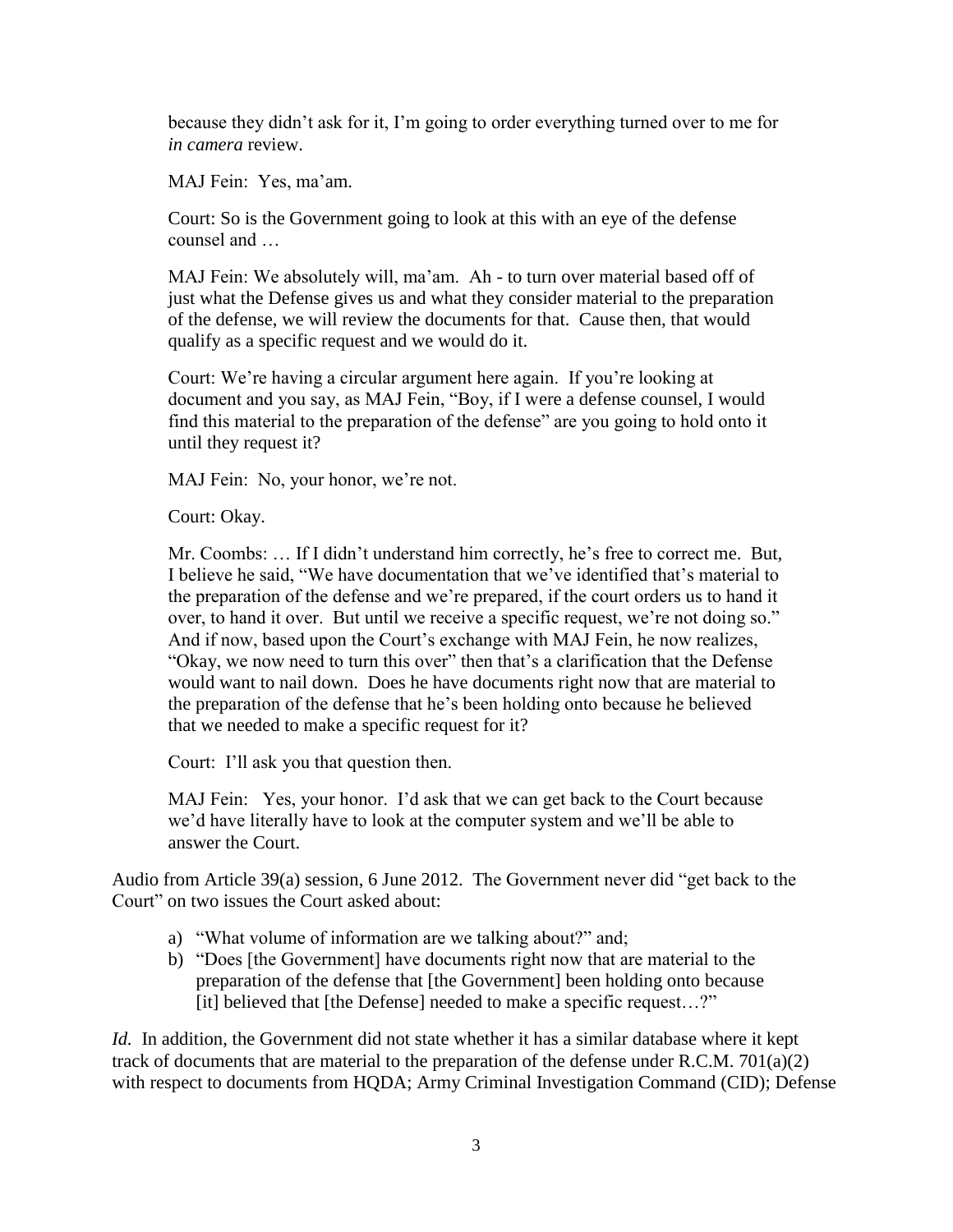> because they didn't ask for it, I'm going to order everything turned over to me for *in camera* review.
>
> MAJ Fein: Yes, ma'am.
>
> Court: So is the Government going to look at this with an eye of the defense counsel and …
>
> MAJ Fein: We absolutely will, ma'am. Ah - to turn over material based off of just what the Defense gives us and what they consider material to the preparation of the defense, we will review the documents for that. Cause then, that would qualify as a specific request and we would do it.
>
> Court: We're having a circular argument here again. If you're looking at document and you say, as MAJ Fein, "Boy, if I were a defense counsel, I would find this material to the preparation of the defense" are you going to hold onto it until they request it?
>
> MAJ Fein: No, your honor, we're not.
>
> Court: Okay.
>
> Mr. Coombs: … If I didn't understand him correctly, he's free to correct me. But, I believe he said, "We have documentation that we've identified that's material to the preparation of the defense and we're prepared, if the court orders us to hand it over, to hand it over. But until we receive a specific request, we're not doing so." And if now, based upon the Court's exchange with MAJ Fein, he now realizes, "Okay, we now need to turn this over" then that's a clarification that the Defense would want to nail down. Does he have documents right now that are material to the preparation of the defense that he's been holding onto because he believed that we needed to make a specific request for it?
>
> Court: I'll ask you that question then.
>
> MAJ Fein: Yes, your honor. I'd ask that we can get back to the Court because we'd have literally have to look at the computer system and we'll be able to answer the Court.

Audio from Article 39(a) session, 6 June 2012. The Government never did "get back to the Court" on two issues the Court asked about:

a) "What volume of information are we talking about?" and;
b) "Does [the Government] have documents right now that are material to the preparation of the defense that [the Government] been holding onto because [it] believed that [the Defense] needed to make a specific request…?"

*Id.* In addition, the Government did not state whether it has a similar database where it kept track of documents that are material to the preparation of the defense under R.C.M. 701(a)(2) with respect to documents from HQDA; Army Criminal Investigation Command (CID); Defense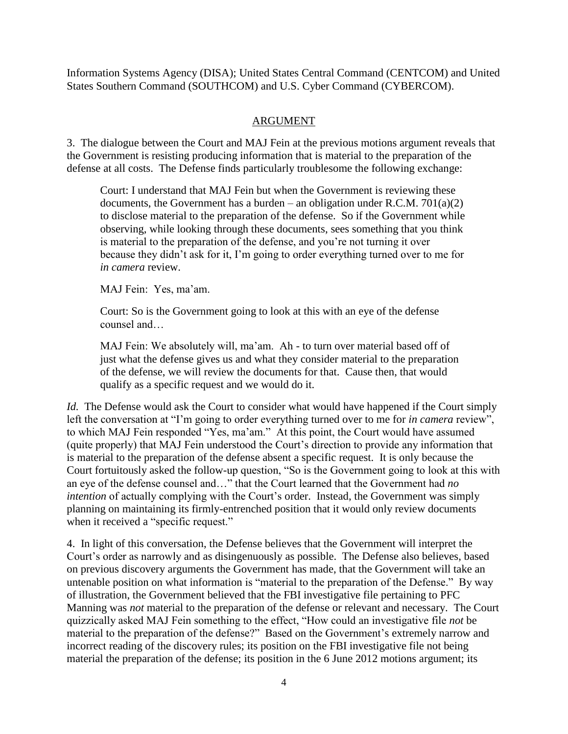Information Systems Agency (DISA); United States Central Command (CENTCOM) and United States Southern Command (SOUTHCOM) and U.S. Cyber Command (CYBERCOM).

## ARGUMENT

3. The dialogue between the Court and MAJ Fein at the previous motions argument reveals that the Government is resisting producing information that is material to the preparation of the defense at all costs. The Defense finds particularly troublesome the following exchange:

> Court: I understand that MAJ Fein but when the Government is reviewing these documents, the Government has a burden – an obligation under R.C.M. 701(a)(2) to disclose material to the preparation of the defense. So if the Government while observing, while looking through these documents, sees something that you think is material to the preparation of the defense, and you're not turning it over because they didn't ask for it, I'm going to order everything turned over to me for *in camera* review.
>
> MAJ Fein: Yes, ma'am.
>
> Court: So is the Government going to look at this with an eye of the defense counsel and…
>
> MAJ Fein: We absolutely will, ma'am. Ah - to turn over material based off of just what the defense gives us and what they consider material to the preparation of the defense, we will review the documents for that. Cause then, that would qualify as a specific request and we would do it.

*Id.* The Defense would ask the Court to consider what would have happened if the Court simply left the conversation at "I'm going to order everything turned over to me for *in camera* review", to which MAJ Fein responded "Yes, ma'am." At this point, the Court would have assumed (quite properly) that MAJ Fein understood the Court's direction to provide any information that is material to the preparation of the defense absent a specific request. It is only because the Court fortuitously asked the follow-up question, "So is the Government going to look at this with an eye of the defense counsel and…" that the Court learned that the Government had *no intention* of actually complying with the Court's order. Instead, the Government was simply planning on maintaining its firmly-entrenched position that it would only review documents when it received a "specific request."

4. In light of this conversation, the Defense believes that the Government will interpret the Court's order as narrowly and as disingenuously as possible. The Defense also believes, based on previous discovery arguments the Government has made, that the Government will take an untenable position on what information is "material to the preparation of the Defense." By way of illustration, the Government believed that the FBI investigative file pertaining to PFC Manning was *not* material to the preparation of the defense or relevant and necessary. The Court quizzically asked MAJ Fein something to the effect, "How could an investigative file *not* be material to the preparation of the defense?" Based on the Government's extremely narrow and incorrect reading of the discovery rules; its position on the FBI investigative file not being material the preparation of the defense; its position in the 6 June 2012 motions argument; its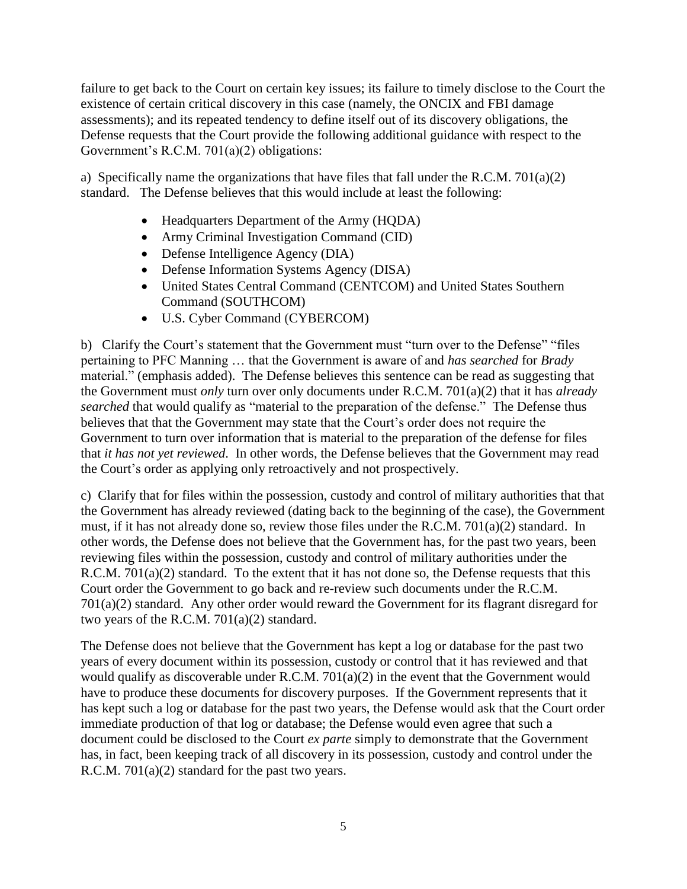failure to get back to the Court on certain key issues; its failure to timely disclose to the Court the existence of certain critical discovery in this case (namely, the ONCIX and FBI damage assessments); and its repeated tendency to define itself out of its discovery obligations, the Defense requests that the Court provide the following additional guidance with respect to the Government's R.C.M. 701(a)(2) obligations:

a) Specifically name the organizations that have files that fall under the R.C.M. 701(a)(2) standard. The Defense believes that this would include at least the following:

- Headquarters Department of the Army (HQDA)
- Army Criminal Investigation Command (CID)
- Defense Intelligence Agency (DIA)
- Defense Information Systems Agency (DISA)
- United States Central Command (CENTCOM) and United States Southern Command (SOUTHCOM)
- U.S. Cyber Command (CYBERCOM)

b) Clarify the Court's statement that the Government must "turn over to the Defense" "files pertaining to PFC Manning … that the Government is aware of and *has searched* for *Brady* material." (emphasis added). The Defense believes this sentence can be read as suggesting that the Government must *only* turn over only documents under R.C.M. 701(a)(2) that it has *already searched* that would qualify as "material to the preparation of the defense." The Defense thus believes that that the Government may state that the Court's order does not require the Government to turn over information that is material to the preparation of the defense for files that *it has not yet reviewed*. In other words, the Defense believes that the Government may read the Court's order as applying only retroactively and not prospectively.

c) Clarify that for files within the possession, custody and control of military authorities that that the Government has already reviewed (dating back to the beginning of the case), the Government must, if it has not already done so, review those files under the R.C.M. 701(a)(2) standard. In other words, the Defense does not believe that the Government has, for the past two years, been reviewing files within the possession, custody and control of military authorities under the R.C.M. 701(a)(2) standard. To the extent that it has not done so, the Defense requests that this Court order the Government to go back and re-review such documents under the R.C.M. 701(a)(2) standard. Any other order would reward the Government for its flagrant disregard for two years of the R.C.M. 701(a)(2) standard.

The Defense does not believe that the Government has kept a log or database for the past two years of every document within its possession, custody or control that it has reviewed and that would qualify as discoverable under R.C.M. 701(a)(2) in the event that the Government would have to produce these documents for discovery purposes. If the Government represents that it has kept such a log or database for the past two years, the Defense would ask that the Court order immediate production of that log or database; the Defense would even agree that such a document could be disclosed to the Court *ex parte* simply to demonstrate that the Government has, in fact, been keeping track of all discovery in its possession, custody and control under the R.C.M. 701(a)(2) standard for the past two years.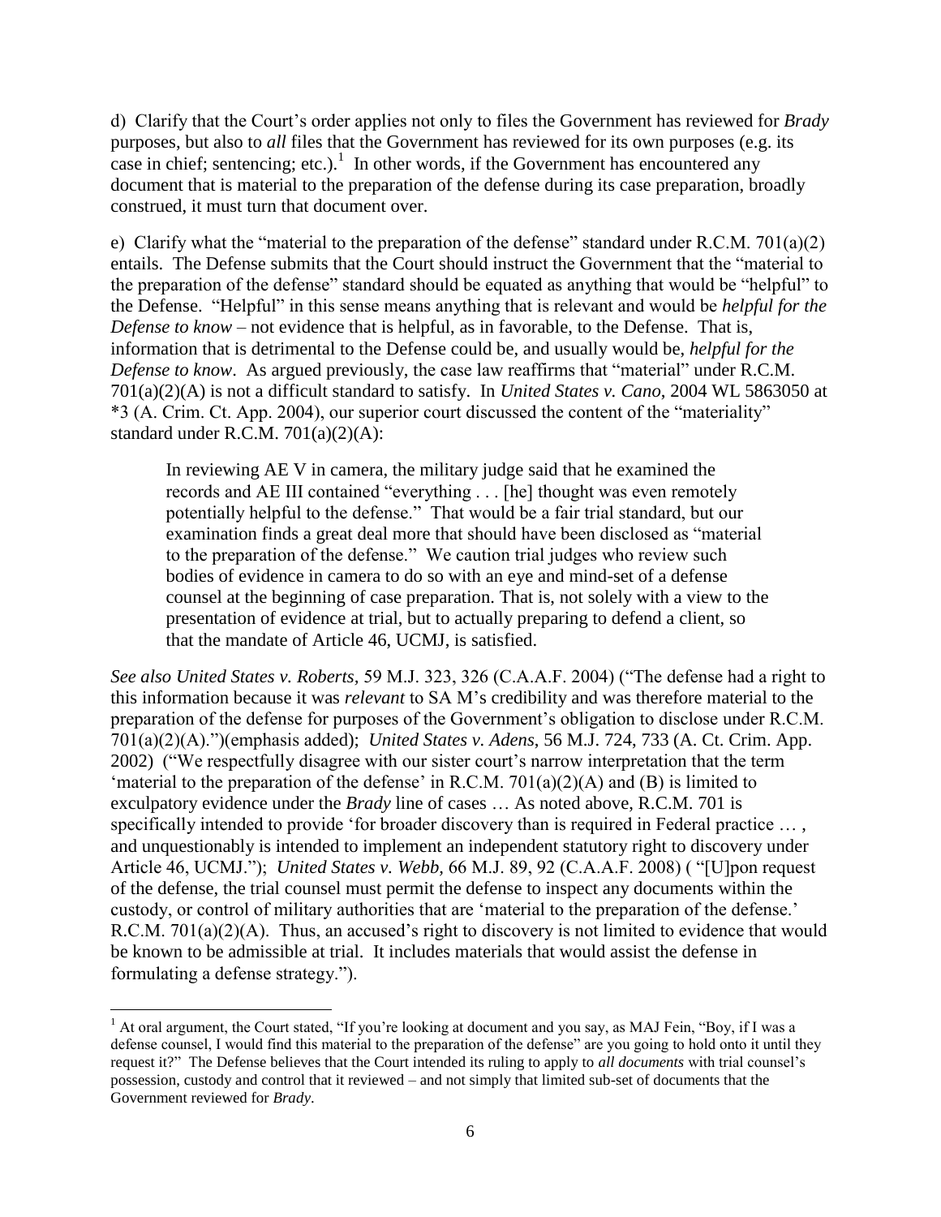d) Clarify that the Court's order applies not only to files the Government has reviewed for *Brady* purposes, but also to *all* files that the Government has reviewed for its own purposes (e.g. its case in chief; sentencing; etc.).[1] In other words, if the Government has encountered any document that is material to the preparation of the defense during its case preparation, broadly construed, it must turn that document over.

e) Clarify what the "material to the preparation of the defense" standard under R.C.M. 701(a)(2) entails. The Defense submits that the Court should instruct the Government that the "material to the preparation of the defense" standard should be equated as anything that would be "helpful" to the Defense. "Helpful" in this sense means anything that is relevant and would be *helpful for the Defense to know* – not evidence that is helpful, as in favorable, to the Defense. That is, information that is detrimental to the Defense could be, and usually would be, *helpful for the Defense to know*. As argued previously, the case law reaffirms that "material" under R.C.M. 701(a)(2)(A) is not a difficult standard to satisfy. In *United States v. Cano*, 2004 WL 5863050 at *3 (A. Crim. Ct. App. 2004), our superior court discussed the content of the "materiality" standard under R.C.M. 701(a)(2)(A):

> In reviewing AE V in camera, the military judge said that he examined the records and AE III contained "everything . . . [he] thought was even remotely potentially helpful to the defense." That would be a fair trial standard, but our examination finds a great deal more that should have been disclosed as "material to the preparation of the defense." We caution trial judges who review such bodies of evidence in camera to do so with an eye and mind-set of a defense counsel at the beginning of case preparation. That is, not solely with a view to the presentation of evidence at trial, but to actually preparing to defend a client, so that the mandate of Article 46, UCMJ, is satisfied.

*See also United States v. Roberts,* 59 M.J. 323, 326 (C.A.A.F. 2004) ("The defense had a right to this information because it was *relevant* to SA M's credibility and was therefore material to the preparation of the defense for purposes of the Government's obligation to disclose under R.C.M. 701(a)(2)(A).")(emphasis added); *United States v. Adens*, 56 M.J. 724, 733 (A. Ct. Crim. App. 2002) ("We respectfully disagree with our sister court's narrow interpretation that the term 'material to the preparation of the defense' in R.C.M. 701(a)(2)(A) and (B) is limited to exculpatory evidence under the *Brady* line of cases … As noted above, R.C.M. 701 is specifically intended to provide 'for broader discovery than is required in Federal practice … , and unquestionably is intended to implement an independent statutory right to discovery under Article 46, UCMJ."); *United States v. Webb*, 66 M.J. 89, 92 (C.A.A.F. 2008) ( "[U]pon request of the defense, the trial counsel must permit the defense to inspect any documents within the custody, or control of military authorities that are 'material to the preparation of the defense.' R.C.M. 701(a)(2)(A). Thus, an accused's right to discovery is not limited to evidence that would be known to be admissible at trial. It includes materials that would assist the defense in formulating a defense strategy.").

---

[1] At oral argument, the Court stated, "If you're looking at document and you say, as MAJ Fein, "Boy, if I was a defense counsel, I would find this material to the preparation of the defense" are you going to hold onto it until they request it?" The Defense believes that the Court intended its ruling to apply to *all documents* with trial counsel's possession, custody and control that it reviewed – and not simply that limited sub-set of documents that the Government reviewed for *Brady*.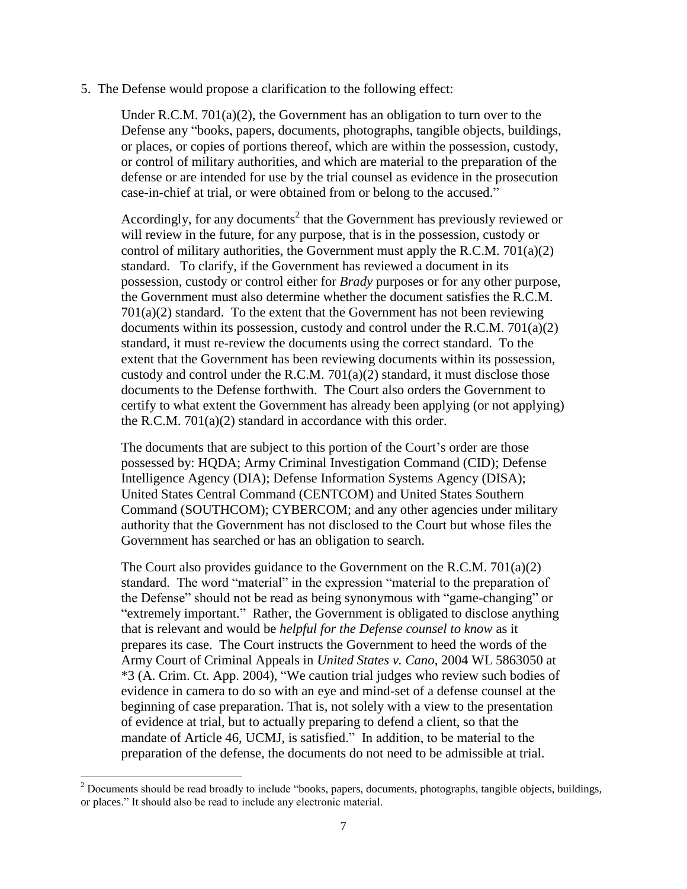5. The Defense would propose a clarification to the following effect:

> Under R.C.M. 701(a)(2), the Government has an obligation to turn over to the Defense any "books, papers, documents, photographs, tangible objects, buildings, or places, or copies of portions thereof, which are within the possession, custody, or control of military authorities, and which are material to the preparation of the defense or are intended for use by the trial counsel as evidence in the prosecution case-in-chief at trial, or were obtained from or belong to the accused."
>
> Accordingly, for any documents[2] that the Government has previously reviewed or will review in the future, for any purpose, that is in the possession, custody or control of military authorities, the Government must apply the R.C.M. 701(a)(2) standard. To clarify, if the Government has reviewed a document in its possession, custody or control either for *Brady* purposes or for any other purpose, the Government must also determine whether the document satisfies the R.C.M. 701(a)(2) standard. To the extent that the Government has not been reviewing documents within its possession, custody and control under the R.C.M. 701(a)(2) standard, it must re-review the documents using the correct standard. To the extent that the Government has been reviewing documents within its possession, custody and control under the R.C.M. 701(a)(2) standard, it must disclose those documents to the Defense forthwith. The Court also orders the Government to certify to what extent the Government has already been applying (or not applying) the R.C.M. 701(a)(2) standard in accordance with this order.
>
> The documents that are subject to this portion of the Court's order are those possessed by: HQDA; Army Criminal Investigation Command (CID); Defense Intelligence Agency (DIA); Defense Information Systems Agency (DISA); United States Central Command (CENTCOM) and United States Southern Command (SOUTHCOM); CYBERCOM; and any other agencies under military authority that the Government has not disclosed to the Court but whose files the Government has searched or has an obligation to search.
>
> The Court also provides guidance to the Government on the R.C.M. 701(a)(2) standard. The word "material" in the expression "material to the preparation of the Defense" should not be read as being synonymous with "game-changing" or "extremely important." Rather, the Government is obligated to disclose anything that is relevant and would be *helpful for the Defense counsel to know* as it prepares its case. The Court instructs the Government to heed the words of the Army Court of Criminal Appeals in *United States v. Cano*, 2004 WL 5863050 at *3 (A. Crim. Ct. App. 2004), "We caution trial judges who review such bodies of evidence in camera to do so with an eye and mind-set of a defense counsel at the beginning of case preparation. That is, not solely with a view to the presentation of evidence at trial, but to actually preparing to defend a client, so that the mandate of Article 46, UCMJ, is satisfied." In addition, to be material to the preparation of the defense, the documents do not need to be admissible at trial.

---

[2] Documents should be read broadly to include "books, papers, documents, photographs, tangible objects, buildings, or places." It should also be read to include any electronic material.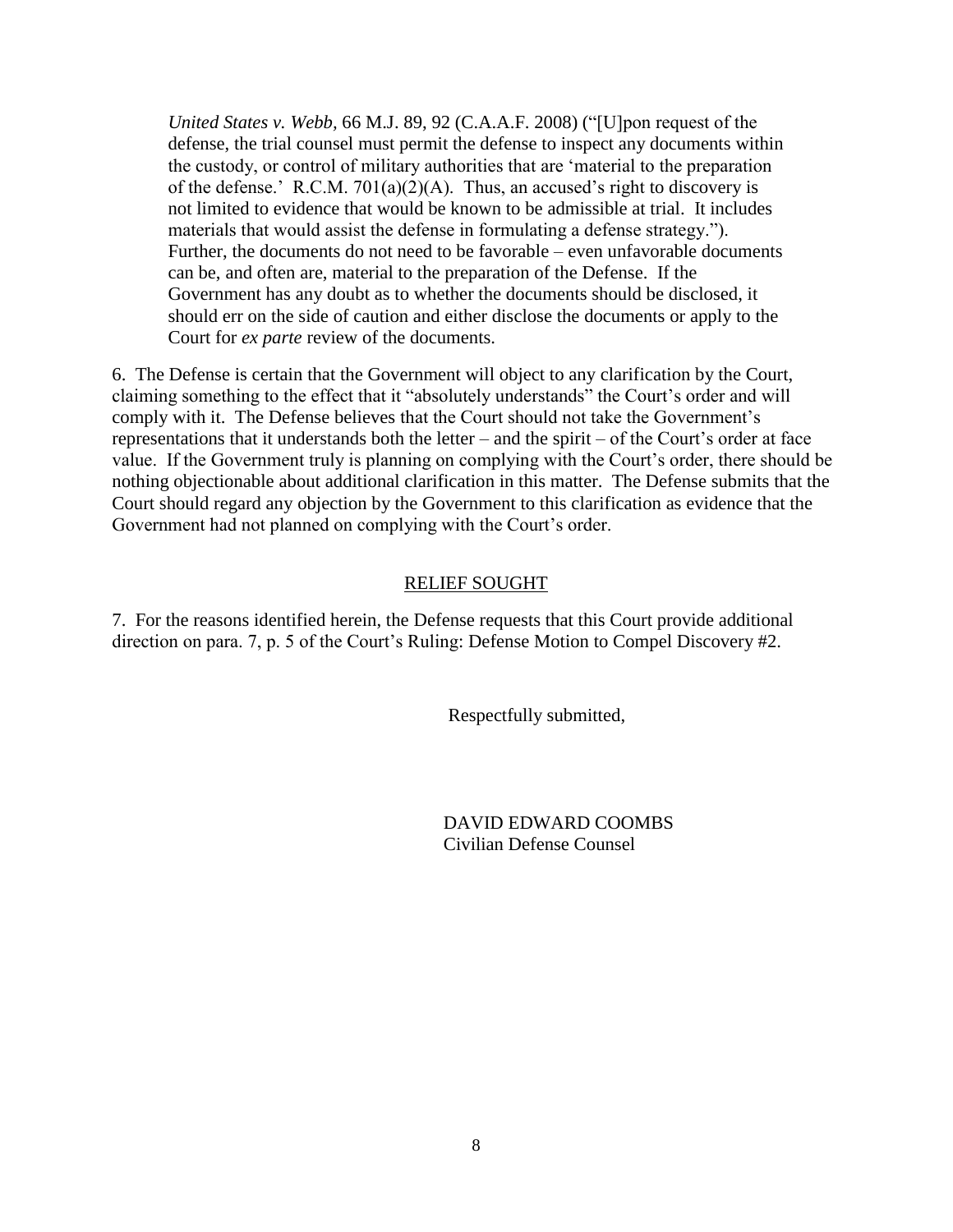*United States v. Webb,* 66 M.J. 89, 92 (C.A.A.F. 2008) ("[U]pon request of the defense, the trial counsel must permit the defense to inspect any documents within the custody, or control of military authorities that are 'material to the preparation of the defense.' R.C.M. 701(a)(2)(A). Thus, an accused's right to discovery is not limited to evidence that would be known to be admissible at trial. It includes materials that would assist the defense in formulating a defense strategy."). Further, the documents do not need to be favorable – even unfavorable documents can be, and often are, material to the preparation of the Defense. If the Government has any doubt as to whether the documents should be disclosed, it should err on the side of caution and either disclose the documents or apply to the Court for *ex parte* review of the documents.

6. The Defense is certain that the Government will object to any clarification by the Court, claiming something to the effect that it "absolutely understands" the Court's order and will comply with it. The Defense believes that the Court should not take the Government's representations that it understands both the letter – and the spirit – of the Court's order at face value. If the Government truly is planning on complying with the Court's order, there should be nothing objectionable about additional clarification in this matter. The Defense submits that the Court should regard any objection by the Government to this clarification as evidence that the Government had not planned on complying with the Court's order.

## RELIEF SOUGHT

7. For the reasons identified herein, the Defense requests that this Court provide additional direction on para. 7, p. 5 of the Court's Ruling: Defense Motion to Compel Discovery #2.

Respectfully submitted,

DAVID EDWARD COOMBS
Civilian Defense Counsel